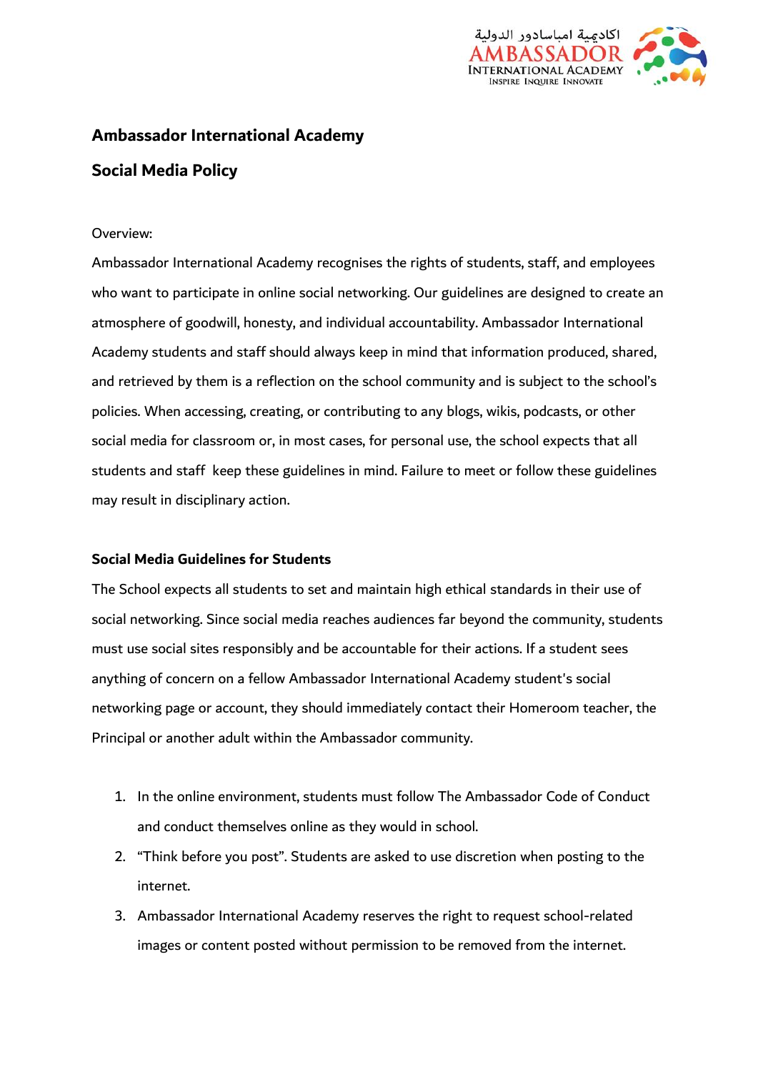# Ambassador International Academy

## Social Media Policy

Overview:

Ambassador International Academy recognises the rights of students, staff, and employees who want to participate in online social networking. Our guidelines are designed to create an atmosphere of goodwill, honesty, and individual accountability. Ambassador International Academy students and staff should always keep in mind that information produced, shared, and retrieved by them is a reflection on the school community and is subject to the school's policies. When accessing, creating, or contributing to any blogs, wikis, podcasts, or other social media for classroom or, in most cases, for personal use, the school expects that all students and staff keep these guidelines in mind. Failure to meet or follow these guidelines may result in disciplinary action.

### Social Media Guidelines for Students

The School expects all students to set and maintain high ethical standards in their use of social networking. Since social media reaches audiences far beyond the community, students must use social sites responsibly and be accountable for their actions. If a student sees anything of concern on a fellow Ambassador International Academy student's social networking page or account, they should immediately contact their Homeroom teacher, the Principal or another adult within the Ambassador community.

1. In the online environment, students must follow The Ambassador Code of Conduct and conduct themselves online as they would in school.
2. "Think before you post". Students are asked to use discretion when posting to the internet.
3. Ambassador International Academy reserves the right to request school-related images or content posted without permission to be removed from the internet.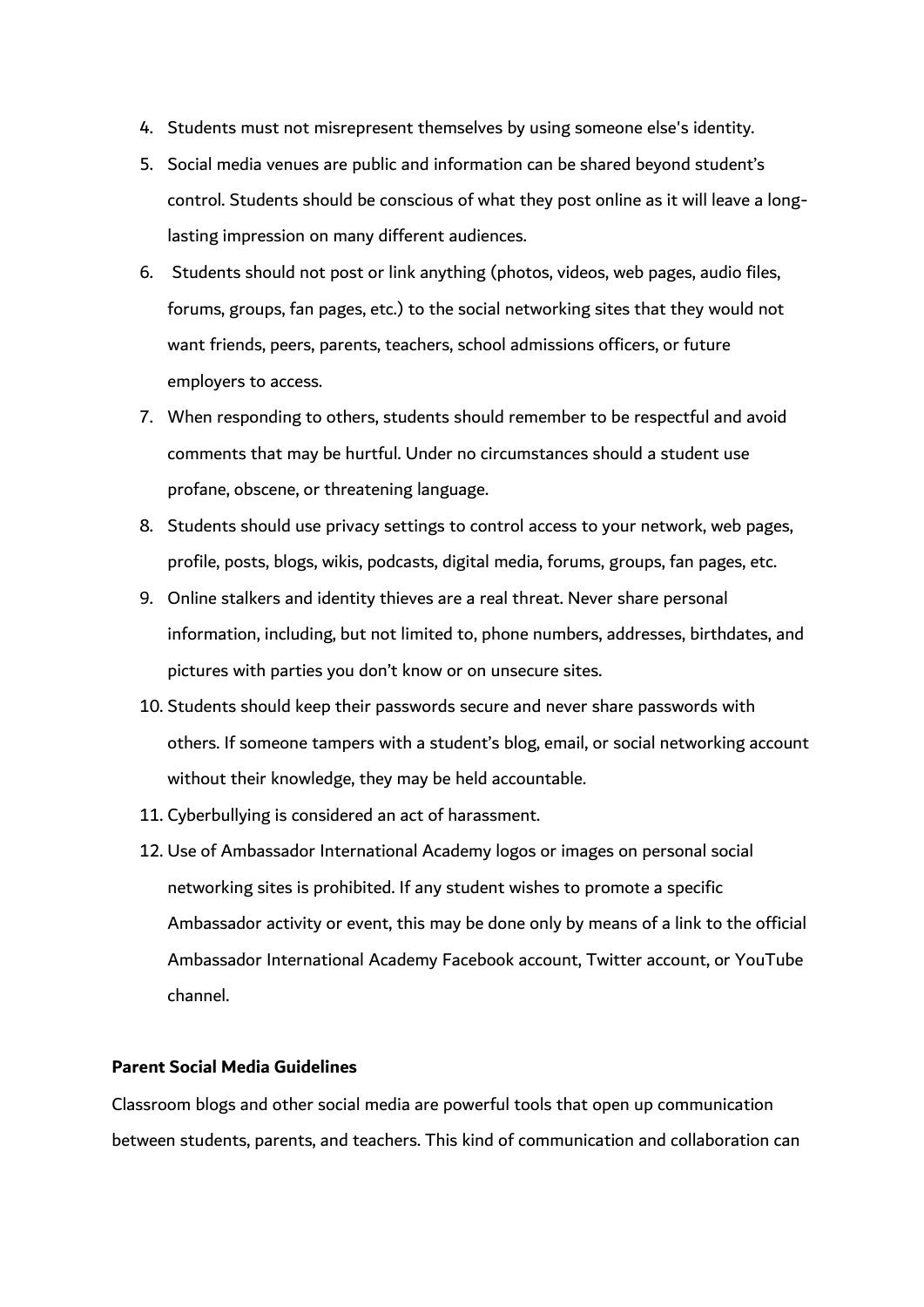4. Students must not misrepresent themselves by using someone else's identity.
5. Social media venues are public and information can be shared beyond student's control. Students should be conscious of what they post online as it will leave a long-lasting impression on many different audiences.
6. Students should not post or link anything (photos, videos, web pages, audio files, forums, groups, fan pages, etc.) to the social networking sites that they would not want friends, peers, parents, teachers, school admissions officers, or future employers to access.
7. When responding to others, students should remember to be respectful and avoid comments that may be hurtful. Under no circumstances should a student use profane, obscene, or threatening language.
8. Students should use privacy settings to control access to your network, web pages, profile, posts, blogs, wikis, podcasts, digital media, forums, groups, fan pages, etc.
9. Online stalkers and identity thieves are a real threat. Never share personal information, including, but not limited to, phone numbers, addresses, birthdates, and pictures with parties you don't know or on unsecure sites.
10. Students should keep their passwords secure and never share passwords with others. If someone tampers with a student's blog, email, or social networking account without their knowledge, they may be held accountable.
11. Cyberbullying is considered an act of harassment.
12. Use of Ambassador International Academy logos or images on personal social networking sites is prohibited. If any student wishes to promote a specific Ambassador activity or event, this may be done only by means of a link to the official Ambassador International Academy Facebook account, Twitter account, or YouTube channel.

**Parent Social Media Guidelines**

Classroom blogs and other social media are powerful tools that open up communication between students, parents, and teachers. This kind of communication and collaboration can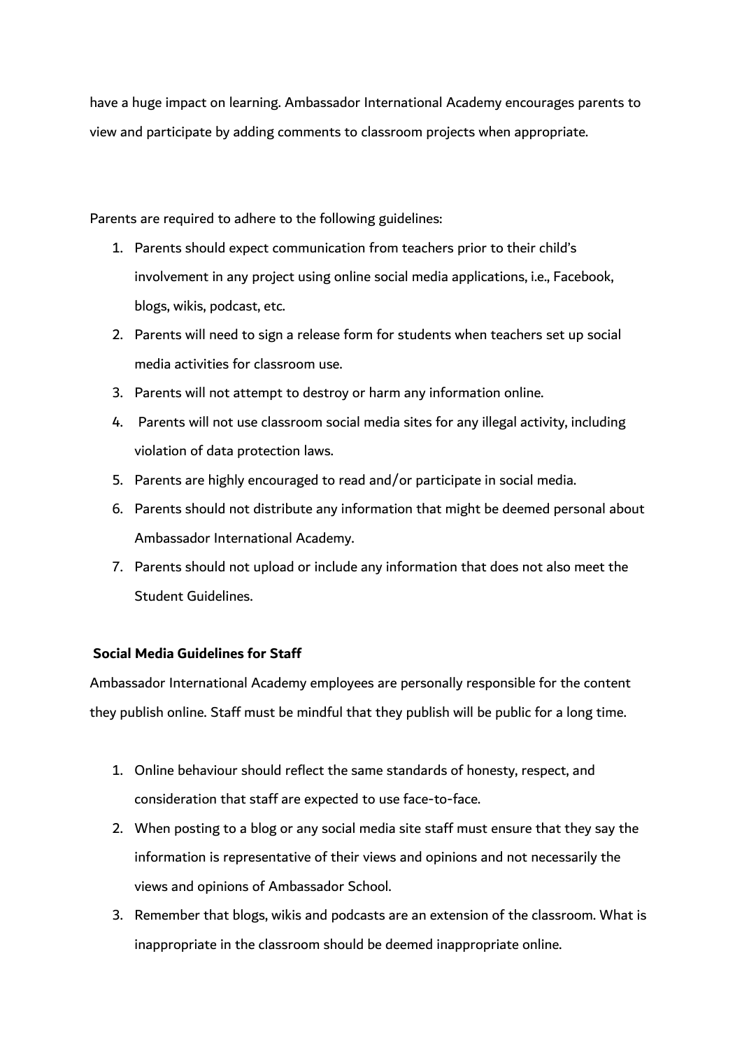have a huge impact on learning. Ambassador International Academy encourages parents to view and participate by adding comments to classroom projects when appropriate.

Parents are required to adhere to the following guidelines:

1. Parents should expect communication from teachers prior to their child's involvement in any project using online social media applications, i.e., Facebook, blogs, wikis, podcast, etc.
2. Parents will need to sign a release form for students when teachers set up social media activities for classroom use.
3. Parents will not attempt to destroy or harm any information online.
4. Parents will not use classroom social media sites for any illegal activity, including violation of data protection laws.
5. Parents are highly encouraged to read and/or participate in social media.
6. Parents should not distribute any information that might be deemed personal about Ambassador International Academy.
7. Parents should not upload or include any information that does not also meet the Student Guidelines.

**Social Media Guidelines for Staff**

Ambassador International Academy employees are personally responsible for the content they publish online. Staff must be mindful that they publish will be public for a long time.

1. Online behaviour should reflect the same standards of honesty, respect, and consideration that staff are expected to use face-to-face.
2. When posting to a blog or any social media site staff must ensure that they say the information is representative of their views and opinions and not necessarily the views and opinions of Ambassador School.
3. Remember that blogs, wikis and podcasts are an extension of the classroom. What is inappropriate in the classroom should be deemed inappropriate online.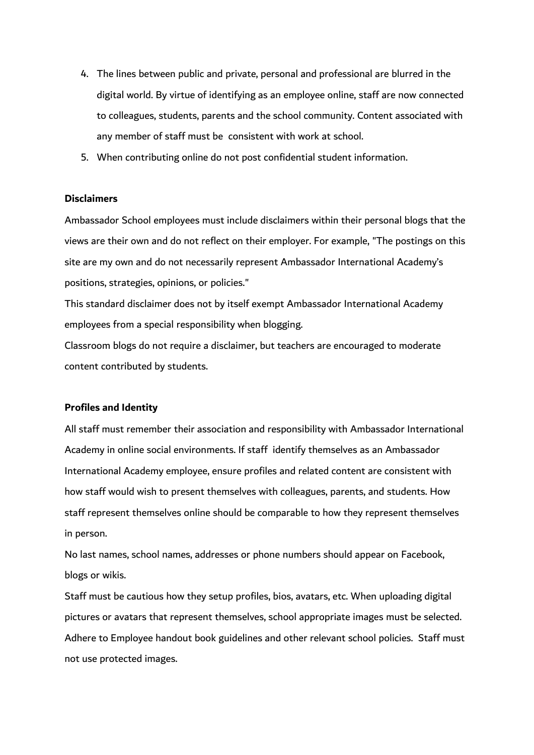4. The lines between public and private, personal and professional are blurred in the digital world. By virtue of identifying as an employee online, staff are now connected to colleagues, students, parents and the school community. Content associated with any member of staff must be consistent with work at school.
5. When contributing online do not post confidential student information.

**Disclaimers**

Ambassador School employees must include disclaimers within their personal blogs that the views are their own and do not reflect on their employer. For example, "The postings on this site are my own and do not necessarily represent Ambassador International Academy's positions, strategies, opinions, or policies."

This standard disclaimer does not by itself exempt Ambassador International Academy employees from a special responsibility when blogging.

Classroom blogs do not require a disclaimer, but teachers are encouraged to moderate content contributed by students.

**Profiles and Identity**

All staff must remember their association and responsibility with Ambassador International Academy in online social environments. If staff identify themselves as an Ambassador International Academy employee, ensure profiles and related content are consistent with how staff would wish to present themselves with colleagues, parents, and students. How staff represent themselves online should be comparable to how they represent themselves in person.

No last names, school names, addresses or phone numbers should appear on Facebook, blogs or wikis.

Staff must be cautious how they setup profiles, bios, avatars, etc. When uploading digital pictures or avatars that represent themselves, school appropriate images must be selected. Adhere to Employee handout book guidelines and other relevant school policies. Staff must not use protected images.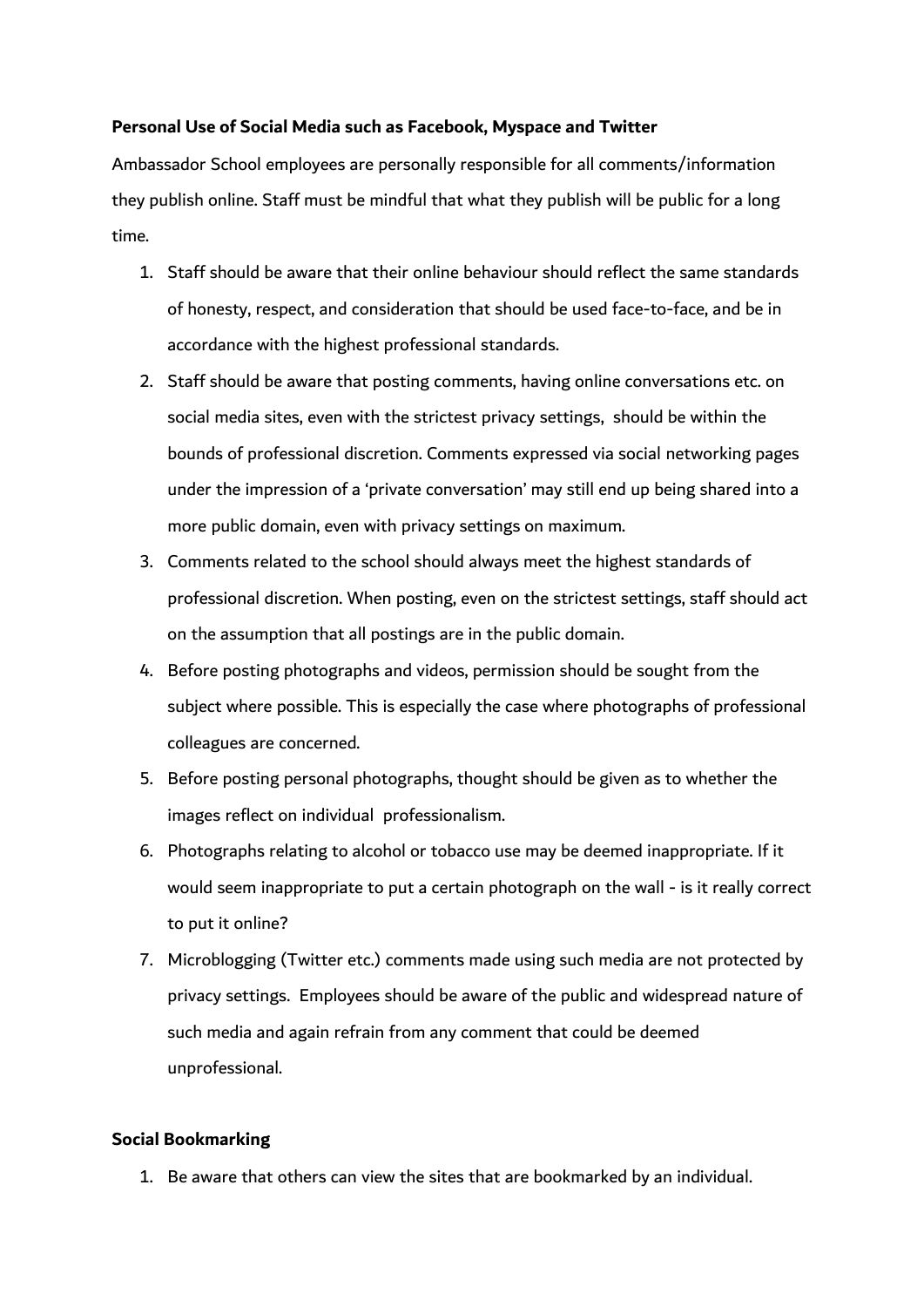**Personal Use of Social Media such as Facebook, Myspace and Twitter**

Ambassador School employees are personally responsible for all comments/information they publish online. Staff must be mindful that what they publish will be public for a long time.

1. Staff should be aware that their online behaviour should reflect the same standards of honesty, respect, and consideration that should be used face-to-face, and be in accordance with the highest professional standards.
2. Staff should be aware that posting comments, having online conversations etc. on social media sites, even with the strictest privacy settings, should be within the bounds of professional discretion. Comments expressed via social networking pages under the impression of a 'private conversation' may still end up being shared into a more public domain, even with privacy settings on maximum.
3. Comments related to the school should always meet the highest standards of professional discretion. When posting, even on the strictest settings, staff should act on the assumption that all postings are in the public domain.
4. Before posting photographs and videos, permission should be sought from the subject where possible. This is especially the case where photographs of professional colleagues are concerned.
5. Before posting personal photographs, thought should be given as to whether the images reflect on individual professionalism.
6. Photographs relating to alcohol or tobacco use may be deemed inappropriate. If it would seem inappropriate to put a certain photograph on the wall - is it really correct to put it online?
7. Microblogging (Twitter etc.) comments made using such media are not protected by privacy settings. Employees should be aware of the public and widespread nature of such media and again refrain from any comment that could be deemed unprofessional.

**Social Bookmarking**

1. Be aware that others can view the sites that are bookmarked by an individual.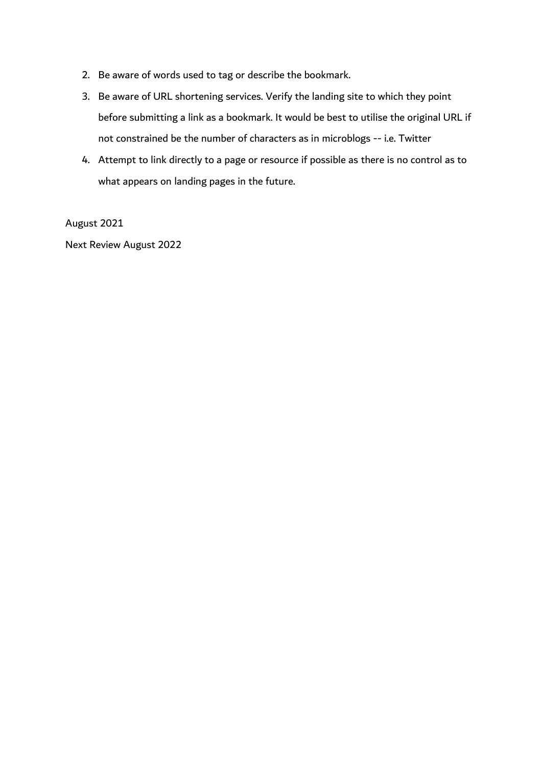2. Be aware of words used to tag or describe the bookmark.
3. Be aware of URL shortening services. Verify the landing site to which they point before submitting a link as a bookmark. It would be best to utilise the original URL if not constrained be the number of characters as in microblogs -- i.e. Twitter
4. Attempt to link directly to a page or resource if possible as there is no control as to what appears on landing pages in the future.

August 2021

Next Review August 2022